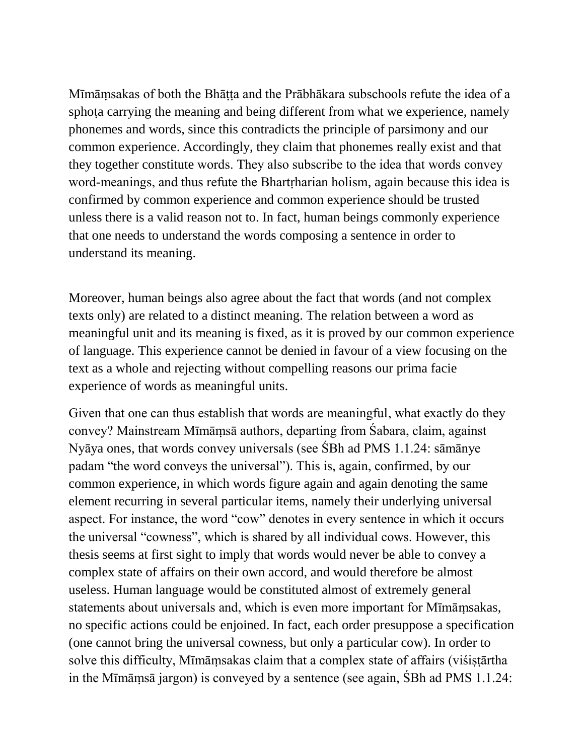Mīmāṃsakas of both the Bhāṭṭa and the Prābhākara subschools refute the idea of a sphoṭa carrying the meaning and being different from what we experience, namely phonemes and words, since this contradicts the principle of parsimony and our common experience. Accordingly, they claim that phonemes really exist and that they together constitute words. They also subscribe to the idea that words convey word-meanings, and thus refute the Bhartṛharian holism, again because this idea is confirmed by common experience and common experience should be trusted unless there is a valid reason not to. In fact, human beings commonly experience that one needs to understand the words composing a sentence in order to understand its meaning.

Moreover, human beings also agree about the fact that words (and not complex texts only) are related to a distinct meaning. The relation between a word as meaningful unit and its meaning is fixed, as it is proved by our common experience of language. This experience cannot be denied in favour of a view focusing on the text as a whole and rejecting without compelling reasons our prima facie experience of words as meaningful units.

Given that one can thus establish that words are meaningful, what exactly do they convey? Mainstream Mīmāṃsā authors, departing from Śabara, claim, against Nyāya ones, that words convey universals (see ŚBh ad PMS 1.1.24: sāmānye padam "the word conveys the universal"). This is, again, confirmed, by our common experience, in which words figure again and again denoting the same element recurring in several particular items, namely their underlying universal aspect. For instance, the word "cow" denotes in every sentence in which it occurs the universal "cowness", which is shared by all individual cows. However, this thesis seems at first sight to imply that words would never be able to convey a complex state of affairs on their own accord, and would therefore be almost useless. Human language would be constituted almost of extremely general statements about universals and, which is even more important for Mīmāṃsakas, no specific actions could be enjoined. In fact, each order presuppose a specification (one cannot bring the universal cowness, but only a particular cow). In order to solve this difficulty, Mīmāṃsakas claim that a complex state of affairs (viśiṣṭārtha in the Mīmāṃsā jargon) is conveyed by a sentence (see again, ŚBh ad PMS 1.1.24: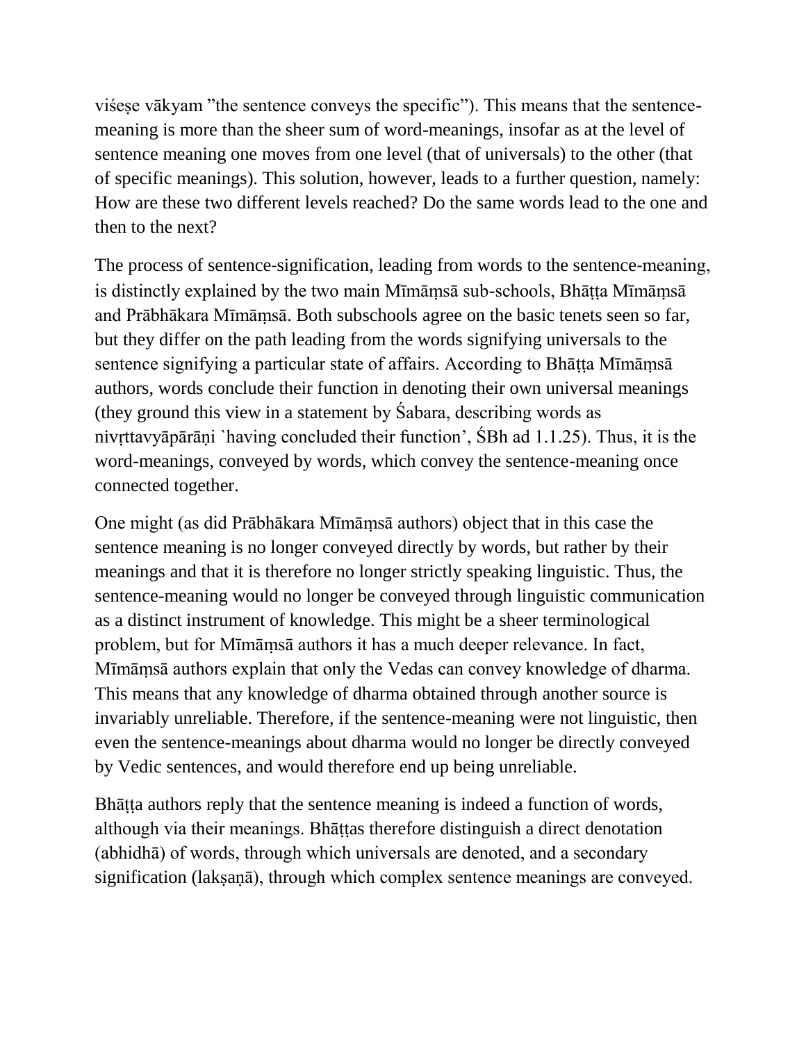viśeṣe vākyam "the sentence conveys the specific"). This means that the sentence-meaning is more than the sheer sum of word-meanings, insofar as at the level of sentence meaning one moves from one level (that of universals) to the other (that of specific meanings). This solution, however, leads to a further question, namely: How are these two different levels reached? Do the same words lead to the one and then to the next?

The process of sentence-signification, leading from words to the sentence-meaning, is distinctly explained by the two main Mīmāṃsā sub-schools, Bhāṭṭa Mīmāṃsā and Prābhākara Mīmāṃsā. Both subschools agree on the basic tenets seen so far, but they differ on the path leading from the words signifying universals to the sentence signifying a particular state of affairs. According to Bhāṭṭa Mīmāṃsā authors, words conclude their function in denoting their own universal meanings (they ground this view in a statement by Śabara, describing words as nivṛttavyāpārāṇi `having concluded their function', ŚBh ad 1.1.25). Thus, it is the word-meanings, conveyed by words, which convey the sentence-meaning once connected together.

One might (as did Prābhākara Mīmāṃsā authors) object that in this case the sentence meaning is no longer conveyed directly by words, but rather by their meanings and that it is therefore no longer strictly speaking linguistic. Thus, the sentence-meaning would no longer be conveyed through linguistic communication as a distinct instrument of knowledge. This might be a sheer terminological problem, but for Mīmāṃsā authors it has a much deeper relevance. In fact, Mīmāṃsā authors explain that only the Vedas can convey knowledge of dharma. This means that any knowledge of dharma obtained through another source is invariably unreliable. Therefore, if the sentence-meaning were not linguistic, then even the sentence-meanings about dharma would no longer be directly conveyed by Vedic sentences, and would therefore end up being unreliable.

Bhāṭṭa authors reply that the sentence meaning is indeed a function of words, although via their meanings. Bhāṭṭas therefore distinguish a direct denotation (abhidhā) of words, through which universals are denoted, and a secondary signification (lakṣaṇā), through which complex sentence meanings are conveyed.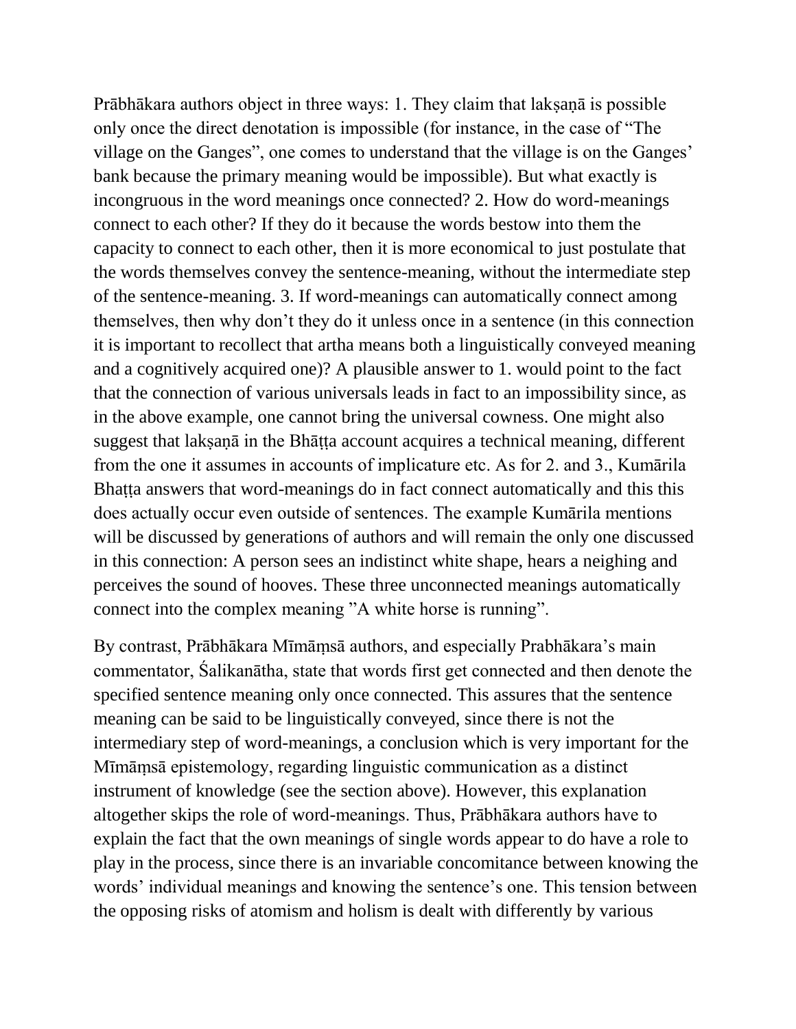Prābhākara authors object in three ways: 1. They claim that lakṣaṇā is possible only once the direct denotation is impossible (for instance, in the case of "The village on the Ganges", one comes to understand that the village is on the Ganges' bank because the primary meaning would be impossible). But what exactly is incongruous in the word meanings once connected? 2. How do word-meanings connect to each other? If they do it because the words bestow into them the capacity to connect to each other, then it is more economical to just postulate that the words themselves convey the sentence-meaning, without the intermediate step of the sentence-meaning. 3. If word-meanings can automatically connect among themselves, then why don't they do it unless once in a sentence (in this connection it is important to recollect that artha means both a linguistically conveyed meaning and a cognitively acquired one)? A plausible answer to 1. would point to the fact that the connection of various universals leads in fact to an impossibility since, as in the above example, one cannot bring the universal cowness. One might also suggest that lakṣaṇā in the Bhāṭṭa account acquires a technical meaning, different from the one it assumes in accounts of implicature etc. As for 2. and 3., Kumārila Bhaṭṭa answers that word-meanings do in fact connect automatically and this this does actually occur even outside of sentences. The example Kumārila mentions will be discussed by generations of authors and will remain the only one discussed in this connection: A person sees an indistinct white shape, hears a neighing and perceives the sound of hooves. These three unconnected meanings automatically connect into the complex meaning "A white horse is running".

By contrast, Prābhākara Mīmāṃsā authors, and especially Prabhākara's main commentator, Śalikanātha, state that words first get connected and then denote the specified sentence meaning only once connected. This assures that the sentence meaning can be said to be linguistically conveyed, since there is not the intermediary step of word-meanings, a conclusion which is very important for the Mīmāṃsā epistemology, regarding linguistic communication as a distinct instrument of knowledge (see the section above). However, this explanation altogether skips the role of word-meanings. Thus, Prābhākara authors have to explain the fact that the own meanings of single words appear to do have a role to play in the process, since there is an invariable concomitance between knowing the words' individual meanings and knowing the sentence's one. This tension between the opposing risks of atomism and holism is dealt with differently by various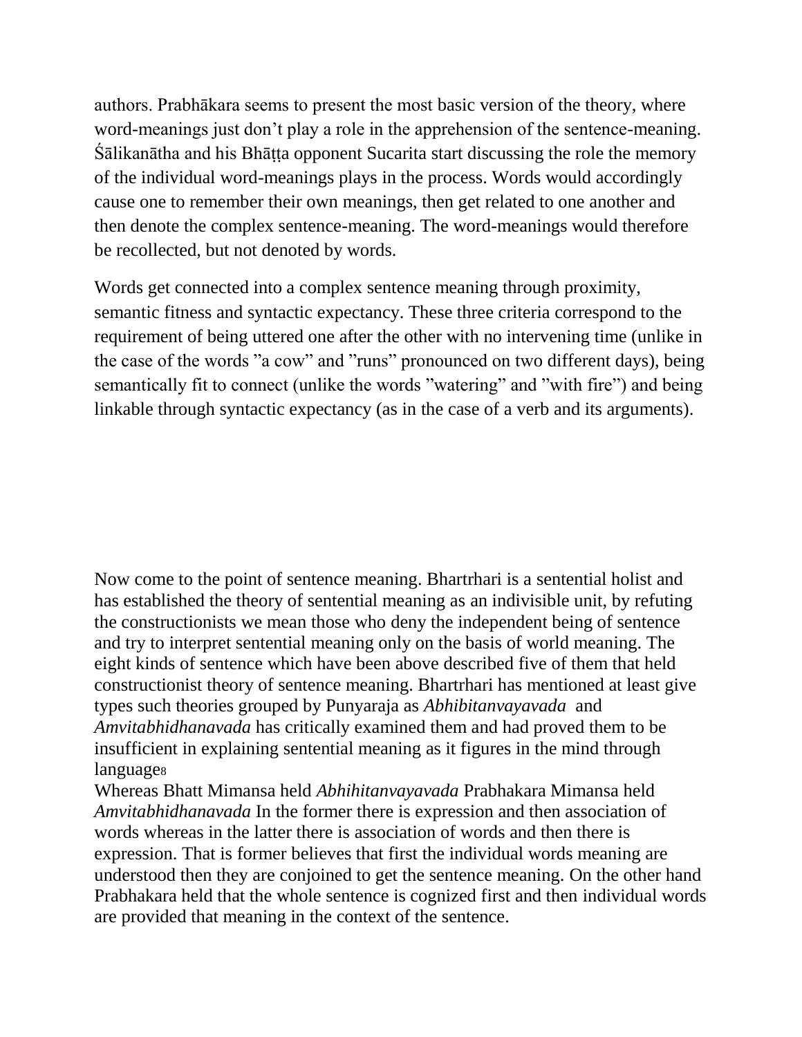authors. Prabhākara seems to present the most basic version of the theory, where word-meanings just don't play a role in the apprehension of the sentence-meaning. Śālikanātha and his Bhāṭṭa opponent Sucarita start discussing the role the memory of the individual word-meanings plays in the process. Words would accordingly cause one to remember their own meanings, then get related to one another and then denote the complex sentence-meaning. The word-meanings would therefore be recollected, but not denoted by words.

Words get connected into a complex sentence meaning through proximity, semantic fitness and syntactic expectancy. These three criteria correspond to the requirement of being uttered one after the other with no intervening time (unlike in the case of the words "a cow" and "runs" pronounced on two different days), being semantically fit to connect (unlike the words "watering" and "with fire") and being linkable through syntactic expectancy (as in the case of a verb and its arguments).

Now come to the point of sentence meaning. Bhartrhari is a sentential holist and has established the theory of sentential meaning as an indivisible unit, by refuting the constructionists we mean those who deny the independent being of sentence and try to interpret sentential meaning only on the basis of world meaning. The eight kinds of sentence which have been above described five of them that held constructionist theory of sentence meaning. Bhartrhari has mentioned at least give types such theories grouped by Punyaraja as *Abhibitanvayavada* and *Amvitabhidhanavada* has critically examined them and had proved them to be insufficient in explaining sentential meaning as it figures in the mind through language[8]

Whereas Bhatt Mimansa held *Abhihitanvayavada* Prabhakara Mimansa held *Amvitabhidhanavada* In the former there is expression and then association of words whereas in the latter there is association of words and then there is expression. That is former believes that first the individual words meaning are understood then they are conjoined to get the sentence meaning. On the other hand Prabhakara held that the whole sentence is cognized first and then individual words are provided that meaning in the context of the sentence.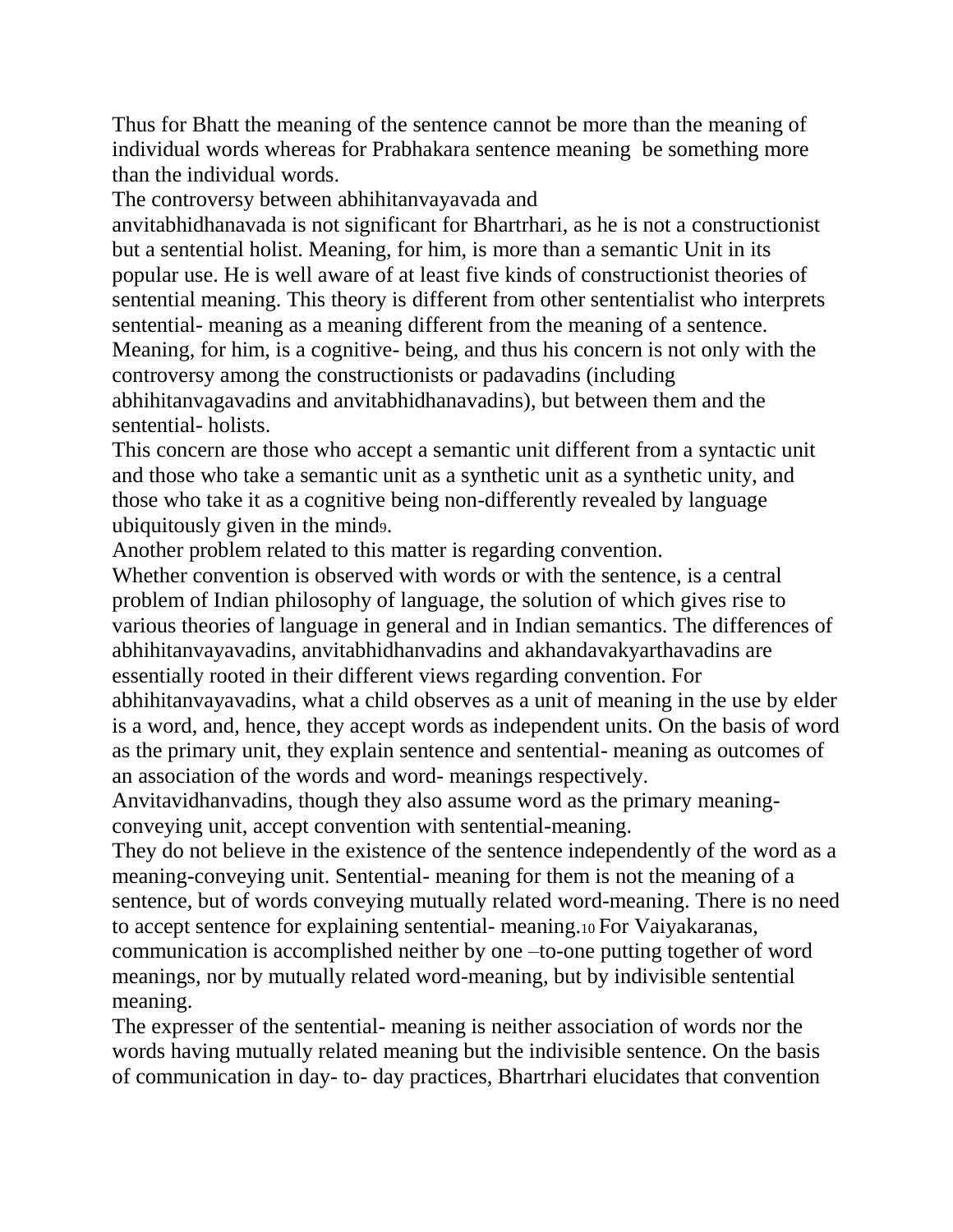Thus for Bhatt the meaning of the sentence cannot be more than the meaning of individual words whereas for Prabhakara sentence meaning be something more than the individual words.

The controversy between abhihitanvayavada and anvitabhidhanavada is not significant for Bhartrhari, as he is not a constructionist but a sentential holist. Meaning, for him, is more than a semantic Unit in its popular use. He is well aware of at least five kinds of constructionist theories of sentential meaning. This theory is different from other sententialist who interprets sentential- meaning as a meaning different from the meaning of a sentence. Meaning, for him, is a cognitive- being, and thus his concern is not only with the controversy among the constructionists or padavadins (including abhihitanvagavadins and anvitabhidhanavadins), but between them and the sentential- holists.

This concern are those who accept a semantic unit different from a syntactic unit and those who take a semantic unit as a synthetic unit as a synthetic unity, and those who take it as a cognitive being non-differently revealed by language ubiquitously given in the mind[9].

Another problem related to this matter is regarding convention.

Whether convention is observed with words or with the sentence, is a central problem of Indian philosophy of language, the solution of which gives rise to various theories of language in general and in Indian semantics. The differences of abhihitanvayavadins, anvitabhidhanvadins and akhandavakyarthavadins are essentially rooted in their different views regarding convention. For abhihitanvayavadins, what a child observes as a unit of meaning in the use by elder is a word, and, hence, they accept words as independent units. On the basis of word as the primary unit, they explain sentence and sentential- meaning as outcomes of an association of the words and word- meanings respectively.

Anvitavidhanvadins, though they also assume word as the primary meaning-conveying unit, accept convention with sentential-meaning.

They do not believe in the existence of the sentence independently of the word as a meaning-conveying unit. Sentential- meaning for them is not the meaning of a sentence, but of words conveying mutually related word-meaning. There is no need to accept sentence for explaining sentential- meaning.[10] For Vaiyakaranas, communication is accomplished neither by one –to-one putting together of word meanings, nor by mutually related word-meaning, but by indivisible sentential meaning.

The expresser of the sentential- meaning is neither association of words nor the words having mutually related meaning but the indivisible sentence. On the basis of communication in day- to- day practices, Bhartrhari elucidates that convention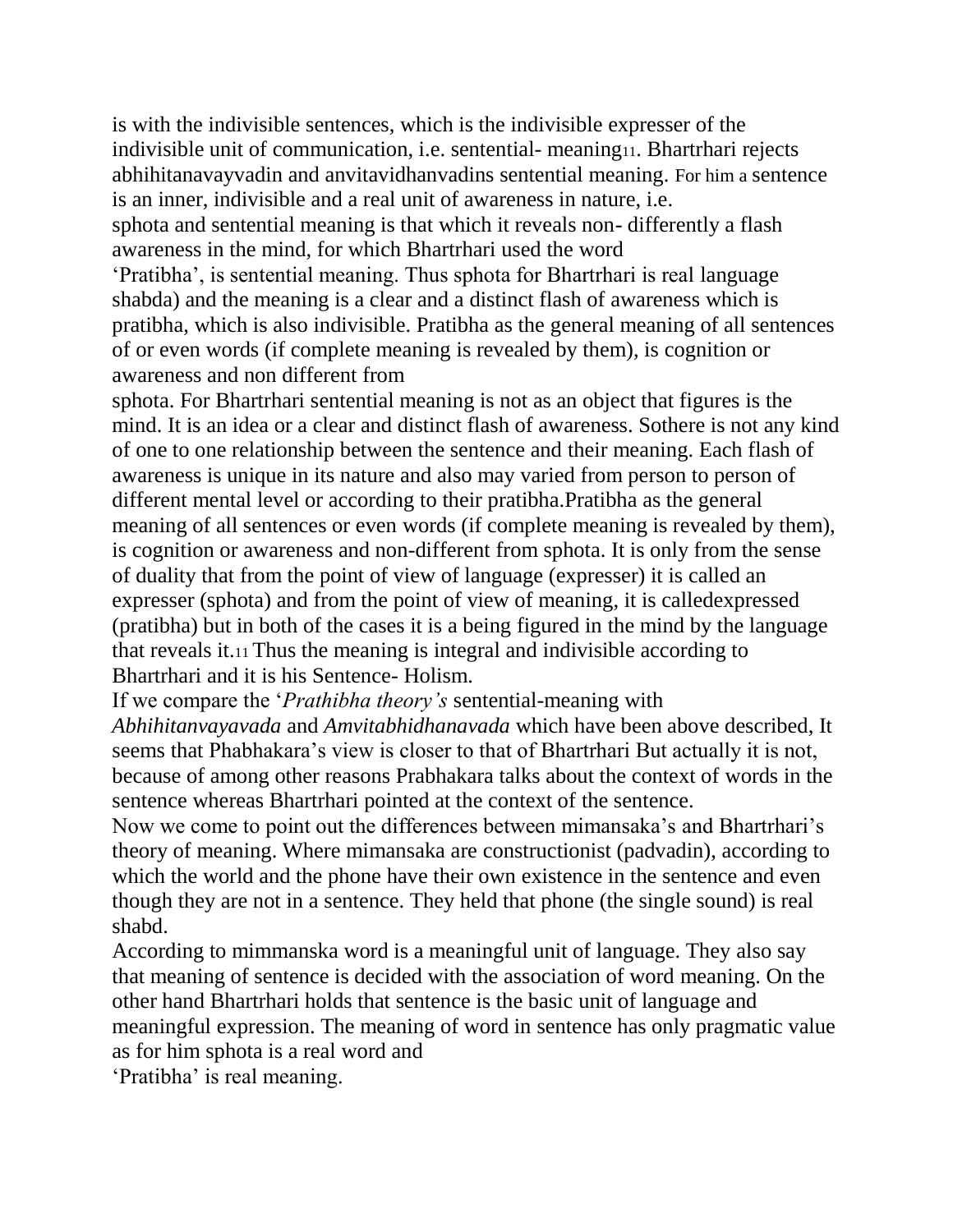is with the indivisible sentences, which is the indivisible expresser of the indivisible unit of communication, i.e. sentential- meaning[11]. Bhartrhari rejects abhihitanavayvadin and anvitavidhanvadins sentential meaning. For him a sentence is an inner, indivisible and a real unit of awareness in nature, i.e. sphota and sentential meaning is that which it reveals non- differently a flash awareness in the mind, for which Bhartrhari used the word 'Pratibha', is sentential meaning. Thus sphota for Bhartrhari is real language shabda) and the meaning is a clear and a distinct flash of awareness which is pratibha, which is also indivisible. Pratibha as the general meaning of all sentences of or even words (if complete meaning is revealed by them), is cognition or awareness and non different from sphota. For Bhartrhari sentential meaning is not as an object that figures is the mind. It is an idea or a clear and distinct flash of awareness. Sothere is not any kind of one to one relationship between the sentence and their meaning. Each flash of awareness is unique in its nature and also may varied from person to person of different mental level or according to their pratibha.Pratibha as the general meaning of all sentences or even words (if complete meaning is revealed by them), is cognition or awareness and non-different from sphota. It is only from the sense of duality that from the point of view of language (expresser) it is called an expresser (sphota) and from the point of view of meaning, it is calledexpressed (pratibha) but in both of the cases it is a being figured in the mind by the language that reveals it.[11] Thus the meaning is integral and indivisible according to Bhartrhari and it is his Sentence- Holism.

If we compare the '*Prathibha theory's* sentential-meaning with *Abhihitanvayavada* and *Amvitabhidhanavada* which have been above described, It seems that Phabhakara's view is closer to that of Bhartrhari But actually it is not, because of among other reasons Prabhakara talks about the context of words in the sentence whereas Bhartrhari pointed at the context of the sentence.

Now we come to point out the differences between mimansaka's and Bhartrhari's theory of meaning. Where mimansaka are constructionist (padvadin), according to which the world and the phone have their own existence in the sentence and even though they are not in a sentence. They held that phone (the single sound) is real shabd.

According to mimmanska word is a meaningful unit of language. They also say that meaning of sentence is decided with the association of word meaning. On the other hand Bhartrhari holds that sentence is the basic unit of language and meaningful expression. The meaning of word in sentence has only pragmatic value as for him sphota is a real word and 'Pratibha' is real meaning.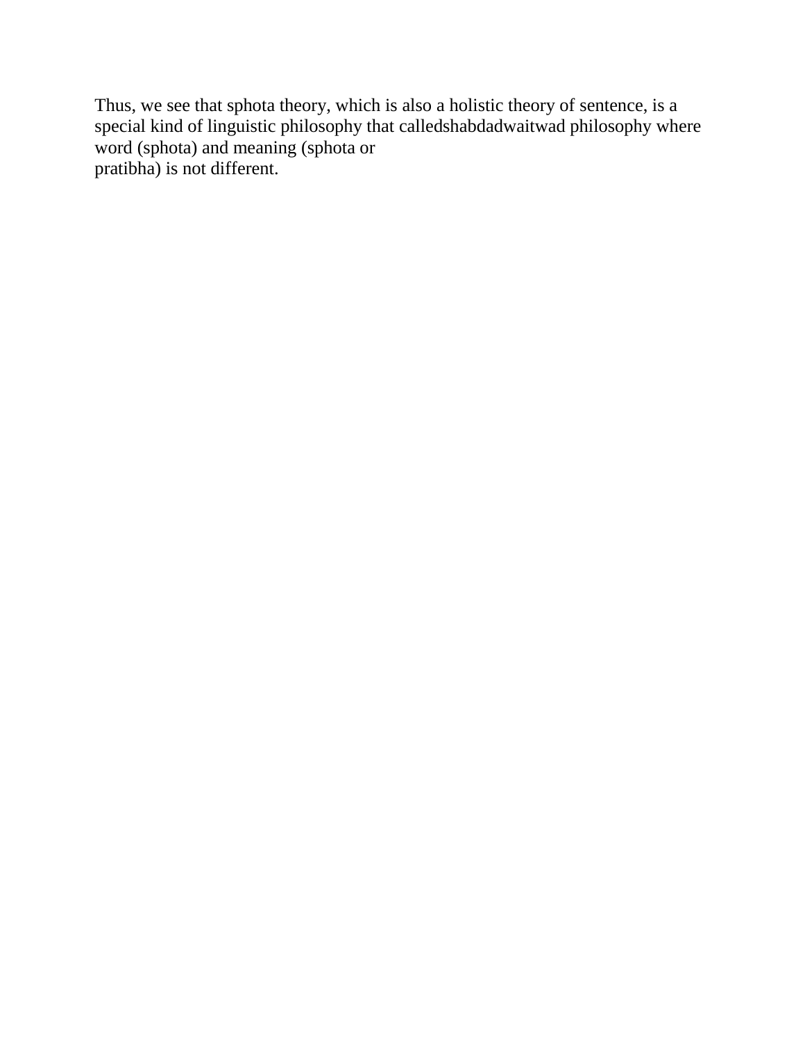Thus, we see that sphota theory, which is also a holistic theory of sentence, is a special kind of linguistic philosophy that calledshabdadwaitwad philosophy where word (sphota) and meaning (sphota or pratibha) is not different.